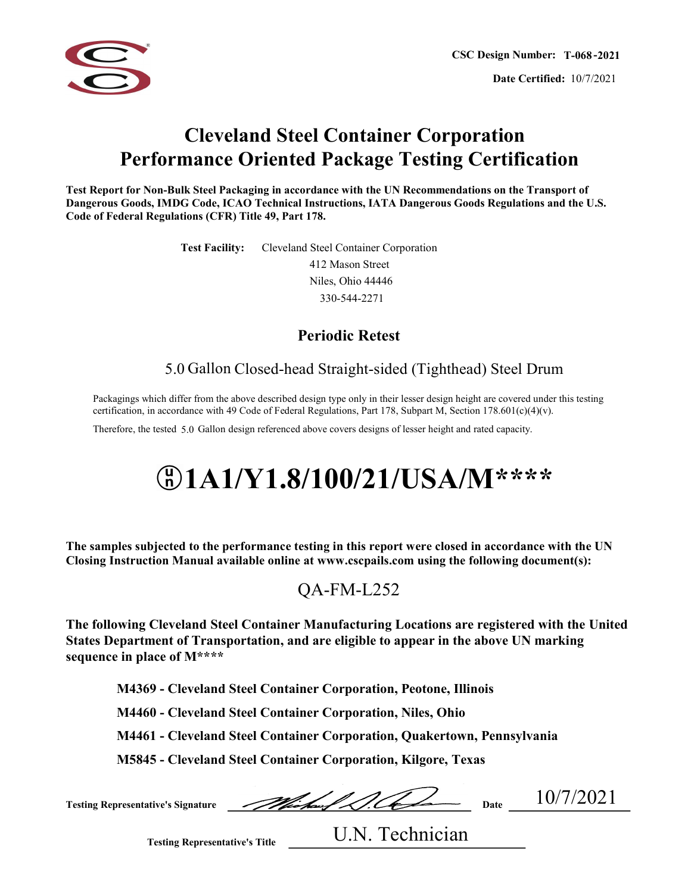CSC Design Number: **T-068-2021**

**Date Certified:** 10/7/2021

# Cleveland Steel Container Corporation
# Performance Oriented Package Testing Certification

**Test Report for Non-Bulk Steel Packaging in accordance with the UN Recommendations on the Transport of Dangerous Goods, IMDG Code, ICAO Technical Instructions, IATA Dangerous Goods Regulations and the U.S. Code of Federal Regulations (CFR) Title 49, Part 178.**

**Test Facility:** Cleveland Steel Container Corporation
412 Mason Street
Niles, Ohio 44446
330-544-2271

## Periodic Retest

5.0 Gallon Closed-head Straight-sided (Tighthead) Steel Drum

Packagings which differ from the above described design type only in their lesser design height are covered under this testing certification, in accordance with 49 Code of Federal Regulations, Part 178, Subpart M, Section 178.601(c)(4)(v).

Therefore, the tested 5.0 Gallon design referenced above covers designs of lesser height and rated capacity.

# (UN) 1A1/Y1.8/100/21/USA/M****

**The samples subjected to the performance testing in this report were closed in accordance with the UN Closing Instruction Manual available online at www.cscpails.com using the following document(s):**

QA-FM-L252

**The following Cleveland Steel Container Manufacturing Locations are registered with the United States Department of Transportation, and are eligible to appear in the above UN marking sequence in place of M****

**M4369 - Cleveland Steel Container Corporation, Peotone, Illinois**

**M4460 - Cleveland Steel Container Corporation, Niles, Ohio**

**M4461 - Cleveland Steel Container Corporation, Quakertown, Pennsylvania**

**M5845 - Cleveland Steel Container Corporation, Kilgore, Texas**

**Testing Representative's Signature** [signature] **Date** 10/7/2021

**Testing Representative's Title** U.N. Technician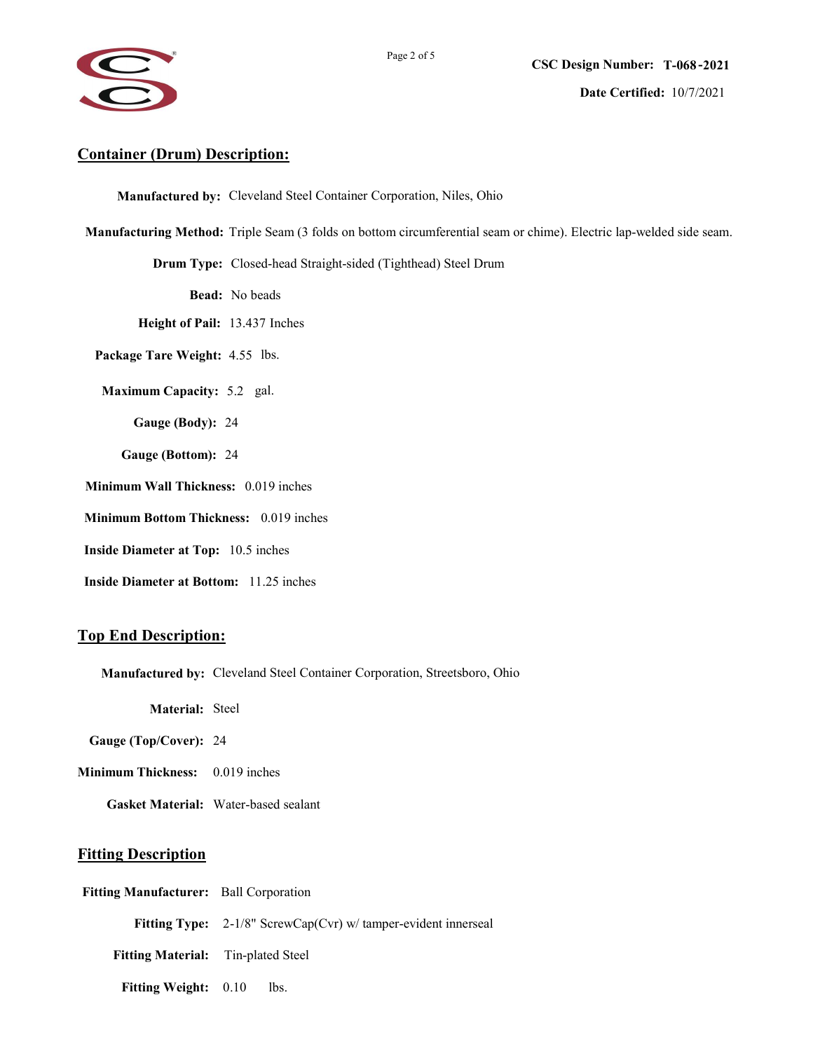**CSC Design Number:** T-068-2021

**Date Certified:** 10/7/2021

## Container (Drum) Description:

**Manufactured by:** Cleveland Steel Container Corporation, Niles, Ohio

**Manufacturing Method:** Triple Seam (3 folds on bottom circumferential seam or chime). Electric lap-welded side seam.

**Drum Type:** Closed-head Straight-sided (Tighthead) Steel Drum

**Bead:** No beads

**Height of Pail:** 13.437 Inches

**Package Tare Weight:** 4.55 lbs.

**Maximum Capacity:** 5.2 gal.

**Gauge (Body):** 24

**Gauge (Bottom):** 24

**Minimum Wall Thickness:** 0.019 inches

**Minimum Bottom Thickness:** 0.019 inches

**Inside Diameter at Top:** 10.5 inches

**Inside Diameter at Bottom:** 11.25 inches

## Top End Description:

**Manufactured by:** Cleveland Steel Container Corporation, Streetsboro, Ohio

**Material:** Steel

**Gauge (Top/Cover):** 24

**Minimum Thickness:** 0.019 inches

**Gasket Material:** Water-based sealant

## Fitting Description

**Fitting Manufacturer:** Ball Corporation

**Fitting Type:** 2-1/8" ScrewCap(Cvr) w/ tamper-evident innerseal

**Fitting Material:** Tin-plated Steel

**Fitting Weight:** 0.10 lbs.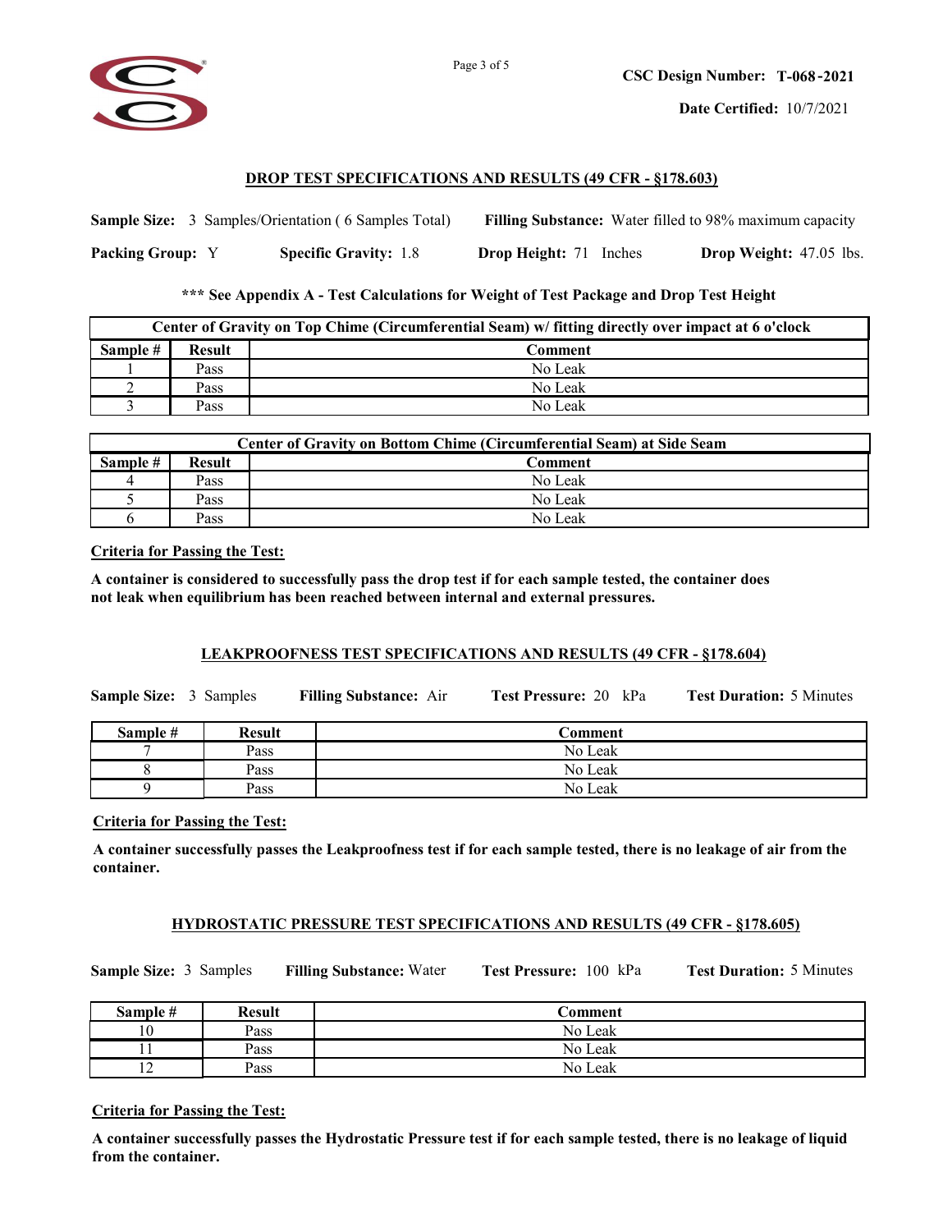**CSC Design Number: T-068-2021**

**Date Certified:** 10/7/2021

## DROP TEST SPECIFICATIONS AND RESULTS (49 CFR - §178.603)

**Sample Size:** 3 Samples/Orientation ( 6 Samples Total) **Filling Substance:** Water filled to 98% maximum capacity

**Packing Group:** Y **Specific Gravity:** 1.8 **Drop Height:** 71 Inches **Drop Weight:** 47.05 lbs.

**\*\*\* See Appendix A - Test Calculations for Weight of Test Package and Drop Test Height**

| Center of Gravity on Top Chime (Circumferential Seam) w/ fitting directly over impact at 6 o'clock | | |
|---|---|---|
| **Sample #** | **Result** | **Comment** |
| 1 | Pass | No Leak |
| 2 | Pass | No Leak |
| 3 | Pass | No Leak |

| Center of Gravity on Bottom Chime (Circumferential Seam) at Side Seam | | |
|---|---|---|
| **Sample #** | **Result** | **Comment** |
| 4 | Pass | No Leak |
| 5 | Pass | No Leak |
| 6 | Pass | No Leak |

**Criteria for Passing the Test:**

**A container is considered to successfully pass the drop test if for each sample tested, the container does not leak when equilibrium has been reached between internal and external pressures.**

## LEAKPROOFNESS TEST SPECIFICATIONS AND RESULTS (49 CFR - §178.604)

**Sample Size:** 3 Samples **Filling Substance:** Air **Test Pressure:** 20 kPa **Test Duration:** 5 Minutes

| Sample # | Result | Comment |
|---|---|---|
| 7 | Pass | No Leak |
| 8 | Pass | No Leak |
| 9 | Pass | No Leak |

**Criteria for Passing the Test:**

**A container successfully passes the Leakproofness test if for each sample tested, there is no leakage of air from the container.**

## HYDROSTATIC PRESSURE TEST SPECIFICATIONS AND RESULTS (49 CFR - §178.605)

**Sample Size:** 3 Samples **Filling Substance:** Water **Test Pressure:** 100 kPa **Test Duration:** 5 Minutes

| Sample # | Result | Comment |
|---|---|---|
| 10 | Pass | No Leak |
| 11 | Pass | No Leak |
| 12 | Pass | No Leak |

**Criteria for Passing the Test:**

**A container successfully passes the Hydrostatic Pressure test if for each sample tested, there is no leakage of liquid from the container.**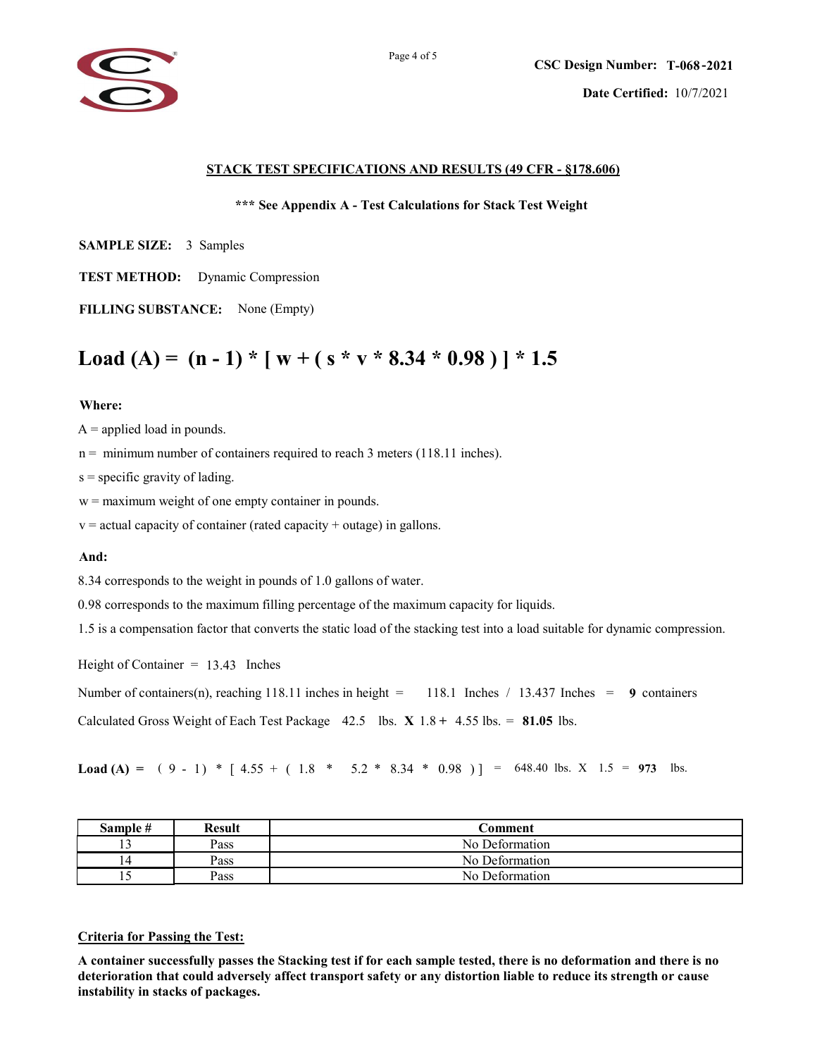**CSC Design Number:** T-068-2021

**Date Certified:** 10/7/2021

## STACK TEST SPECIFICATIONS AND RESULTS (49 CFR - §178.606)

**\*\*\* See Appendix A - Test Calculations for Stack Test Weight**

**SAMPLE SIZE:** 3 Samples

**TEST METHOD:** Dynamic Compression

**FILLING SUBSTANCE:** None (Empty)

# Load (A) = (n - 1) * [ w + ( s * v * 8.34 * 0.98 ) ] * 1.5

**Where:**

A = applied load in pounds.

n = minimum number of containers required to reach 3 meters (118.11 inches).

s = specific gravity of lading.

w = maximum weight of one empty container in pounds.

v = actual capacity of container (rated capacity + outage) in gallons.

**And:**

8.34 corresponds to the weight in pounds of 1.0 gallons of water.

0.98 corresponds to the maximum filling percentage of the maximum capacity for liquids.

1.5 is a compensation factor that converts the static load of the stacking test into a load suitable for dynamic compression.

Height of Container = 13.43 Inches

Number of containers(n), reaching 118.11 inches in height = 118.1 Inches / 13.437 Inches = **9** containers

Calculated Gross Weight of Each Test Package 42.5 lbs. **X** 1.8 + 4.55 lbs. = **81.05** lbs.

**Load (A) =** ( 9 - 1) * [ 4.55 + ( 1.8 * 5.2 * 8.34 * 0.98 ) ] = 648.40 lbs. X 1.5 = **973** lbs.

| Sample # | Result | Comment |
|---|---|---|
| 13 | Pass | No Deformation |
| 14 | Pass | No Deformation |
| 15 | Pass | No Deformation |

**Criteria for Passing the Test:**

**A container successfully passes the Stacking test if for each sample tested, there is no deformation and there is no deterioration that could adversely affect transport safety or any distortion liable to reduce its strength or cause instability in stacks of packages.**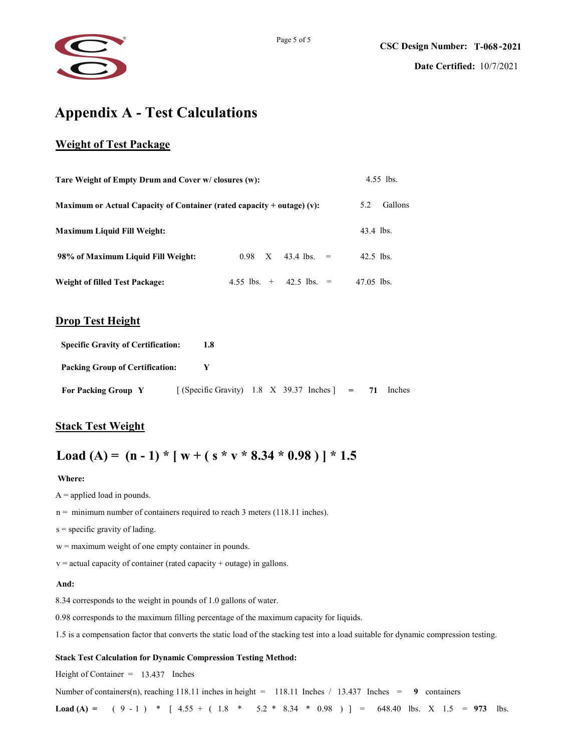**CSC Design Number:** T-068-2021

**Date Certified:** 10/7/2021

# Appendix A - Test Calculations

## Weight of Test Package

| | | |
|---|---|---|
| **Tare Weight of Empty Drum and Cover w/ closures (w):** | | 4.55 lbs. |
| **Maximum or Actual Capacity of Container (rated capacity + outage) (v):** | | 5.2 Gallons |
| **Maximum Liquid Fill Weight:** | | 43.4 lbs. |
| **98% of Maximum Liquid Fill Weight:** | 0.98 X 43.4 lbs. = | 42.5 lbs. |
| **Weight of filled Test Package:** | 4.55 lbs. + 42.5 lbs. = | 47.05 lbs. |

## Drop Test Height

**Specific Gravity of Certification:** **1.8**

**Packing Group of Certification:** **Y**

**For Packing Group Y** [ (Specific Gravity) 1.8 X 39.37 Inches ] **= 71** Inches

## Stack Test Weight

### Load (A) = (n - 1) * [ w + ( s * v * 8.34 * 0.98 ) ] * 1.5

**Where:**

A = applied load in pounds.

n = minimum number of containers required to reach 3 meters (118.11 inches).

s = specific gravity of lading.

w = maximum weight of one empty container in pounds.

v = actual capacity of container (rated capacity + outage) in gallons.

**And:**

8.34 corresponds to the weight in pounds of 1.0 gallons of water.

0.98 corresponds to the maximum filling percentage of the maximum capacity for liquids.

1.5 is a compensation factor that converts the static load of the stacking test into a load suitable for dynamic compression testing.

**Stack Test Calculation for Dynamic Compression Testing Method:**

Height of Container = 13.437 Inches

Number of containers(n), reaching 118.11 inches in height = 118.11 Inches / 13.437 Inches = **9** containers

**Load (A) =** ( 9 - 1 ) * [ 4.55 + ( 1.8 * 5.2 * 8.34 * 0.98 ) ] = 648.40 lbs. X 1.5 = **973** lbs.